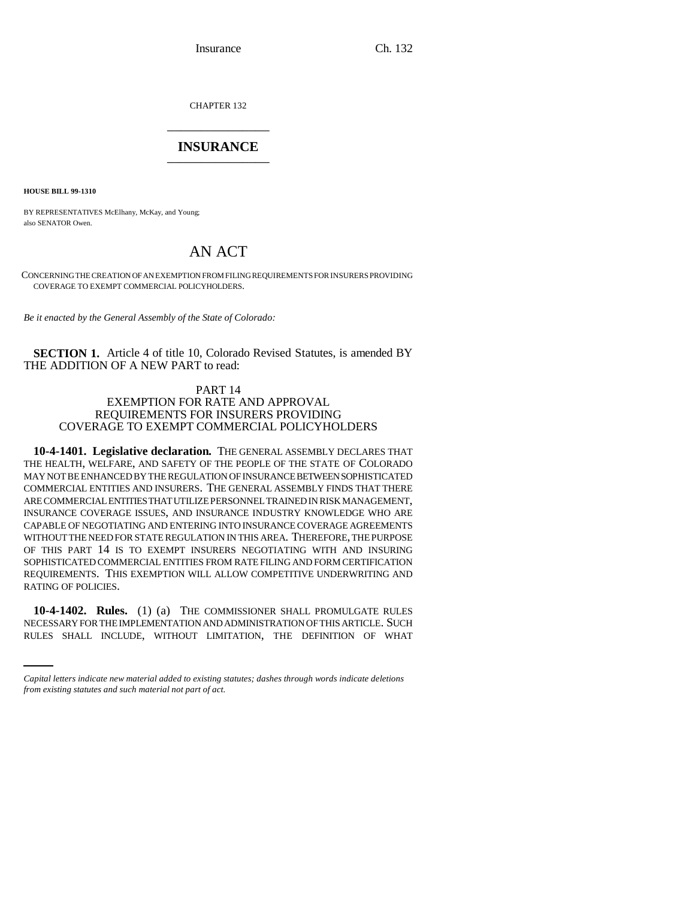CHAPTER 132

# INSURANCE

**HOUSE BILL 99-1310**

BY REPRESENTATIVES McElhany, McKay, and Young;
also SENATOR Owen.

## AN ACT

CONCERNING THE CREATION OF AN EXEMPTION FROM FILING REQUIREMENTS FOR INSURERS PROVIDING COVERAGE TO EXEMPT COMMERCIAL POLICYHOLDERS.

*Be it enacted by the General Assembly of the State of Colorado:*

**SECTION 1.** Article 4 of title 10, Colorado Revised Statutes, is amended BY THE ADDITION OF A NEW PART to read:

PART 14
EXEMPTION FOR RATE AND APPROVAL REQUIREMENTS FOR INSURERS PROVIDING COVERAGE TO EXEMPT COMMERCIAL POLICYHOLDERS

**10-4-1401. Legislative declaration.** THE GENERAL ASSEMBLY DECLARES THAT THE HEALTH, WELFARE, AND SAFETY OF THE PEOPLE OF THE STATE OF COLORADO MAY NOT BE ENHANCED BY THE REGULATION OF INSURANCE BETWEEN SOPHISTICATED COMMERCIAL ENTITIES AND INSURERS. THE GENERAL ASSEMBLY FINDS THAT THERE ARE COMMERCIAL ENTITIES THAT UTILIZE PERSONNEL TRAINED IN RISK MANAGEMENT, INSURANCE COVERAGE ISSUES, AND INSURANCE INDUSTRY KNOWLEDGE WHO ARE CAPABLE OF NEGOTIATING AND ENTERING INTO INSURANCE COVERAGE AGREEMENTS WITHOUT THE NEED FOR STATE REGULATION IN THIS AREA. THEREFORE, THE PURPOSE OF THIS PART 14 IS TO EXEMPT INSURERS NEGOTIATING WITH AND INSURING SOPHISTICATED COMMERCIAL ENTITIES FROM RATE FILING AND FORM CERTIFICATION REQUIREMENTS. THIS EXEMPTION WILL ALLOW COMPETITIVE UNDERWRITING AND RATING OF POLICIES.

**10-4-1402. Rules.** (1) (a) THE COMMISSIONER SHALL PROMULGATE RULES NECESSARY FOR THE IMPLEMENTATION AND ADMINISTRATION OF THIS ARTICLE. SUCH RULES SHALL INCLUDE, WITHOUT LIMITATION, THE DEFINITION OF WHAT

*Capital letters indicate new material added to existing statutes; dashes through words indicate deletions from existing statutes and such material not part of act.*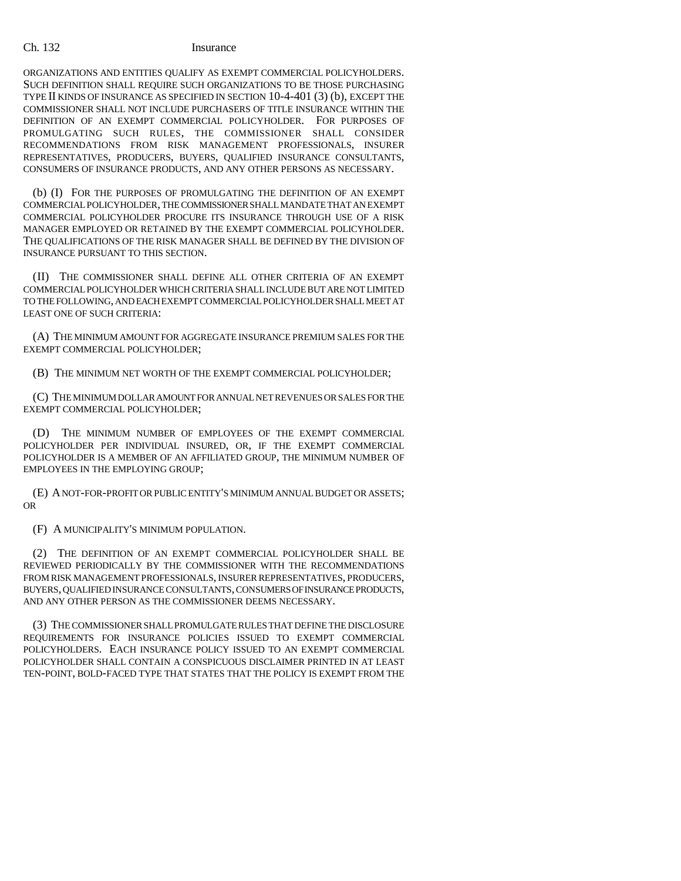ORGANIZATIONS AND ENTITIES QUALIFY AS EXEMPT COMMERCIAL POLICYHOLDERS. SUCH DEFINITION SHALL REQUIRE SUCH ORGANIZATIONS TO BE THOSE PURCHASING TYPE II KINDS OF INSURANCE AS SPECIFIED IN SECTION 10-4-401 (3) (b), EXCEPT THE COMMISSIONER SHALL NOT INCLUDE PURCHASERS OF TITLE INSURANCE WITHIN THE DEFINITION OF AN EXEMPT COMMERCIAL POLICYHOLDER. FOR PURPOSES OF PROMULGATING SUCH RULES, THE COMMISSIONER SHALL CONSIDER RECOMMENDATIONS FROM RISK MANAGEMENT PROFESSIONALS, INSURER REPRESENTATIVES, PRODUCERS, BUYERS, QUALIFIED INSURANCE CONSULTANTS, CONSUMERS OF INSURANCE PRODUCTS, AND ANY OTHER PERSONS AS NECESSARY.

(b) (I) FOR THE PURPOSES OF PROMULGATING THE DEFINITION OF AN EXEMPT COMMERCIAL POLICYHOLDER, THE COMMISSIONER SHALL MANDATE THAT AN EXEMPT COMMERCIAL POLICYHOLDER PROCURE ITS INSURANCE THROUGH USE OF A RISK MANAGER EMPLOYED OR RETAINED BY THE EXEMPT COMMERCIAL POLICYHOLDER. THE QUALIFICATIONS OF THE RISK MANAGER SHALL BE DEFINED BY THE DIVISION OF INSURANCE PURSUANT TO THIS SECTION.

(II) THE COMMISSIONER SHALL DEFINE ALL OTHER CRITERIA OF AN EXEMPT COMMERCIAL POLICYHOLDER WHICH CRITERIA SHALL INCLUDE BUT ARE NOT LIMITED TO THE FOLLOWING, AND EACH EXEMPT COMMERCIAL POLICYHOLDER SHALL MEET AT LEAST ONE OF SUCH CRITERIA:

(A) THE MINIMUM AMOUNT FOR AGGREGATE INSURANCE PREMIUM SALES FOR THE EXEMPT COMMERCIAL POLICYHOLDER;

(B) THE MINIMUM NET WORTH OF THE EXEMPT COMMERCIAL POLICYHOLDER;

(C) THE MINIMUM DOLLAR AMOUNT FOR ANNUAL NET REVENUES OR SALES FOR THE EXEMPT COMMERCIAL POLICYHOLDER;

(D) THE MINIMUM NUMBER OF EMPLOYEES OF THE EXEMPT COMMERCIAL POLICYHOLDER PER INDIVIDUAL INSURED, OR, IF THE EXEMPT COMMERCIAL POLICYHOLDER IS A MEMBER OF AN AFFILIATED GROUP, THE MINIMUM NUMBER OF EMPLOYEES IN THE EMPLOYING GROUP;

(E) A NOT-FOR-PROFIT OR PUBLIC ENTITY'S MINIMUM ANNUAL BUDGET OR ASSETS; OR

(F) A MUNICIPALITY'S MINIMUM POPULATION.

(2) THE DEFINITION OF AN EXEMPT COMMERCIAL POLICYHOLDER SHALL BE REVIEWED PERIODICALLY BY THE COMMISSIONER WITH THE RECOMMENDATIONS FROM RISK MANAGEMENT PROFESSIONALS, INSURER REPRESENTATIVES, PRODUCERS, BUYERS, QUALIFIED INSURANCE CONSULTANTS, CONSUMERS OF INSURANCE PRODUCTS, AND ANY OTHER PERSON AS THE COMMISSIONER DEEMS NECESSARY.

(3) THE COMMISSIONER SHALL PROMULGATE RULES THAT DEFINE THE DISCLOSURE REQUIREMENTS FOR INSURANCE POLICIES ISSUED TO EXEMPT COMMERCIAL POLICYHOLDERS. EACH INSURANCE POLICY ISSUED TO AN EXEMPT COMMERCIAL POLICYHOLDER SHALL CONTAIN A CONSPICUOUS DISCLAIMER PRINTED IN AT LEAST TEN-POINT, BOLD-FACED TYPE THAT STATES THAT THE POLICY IS EXEMPT FROM THE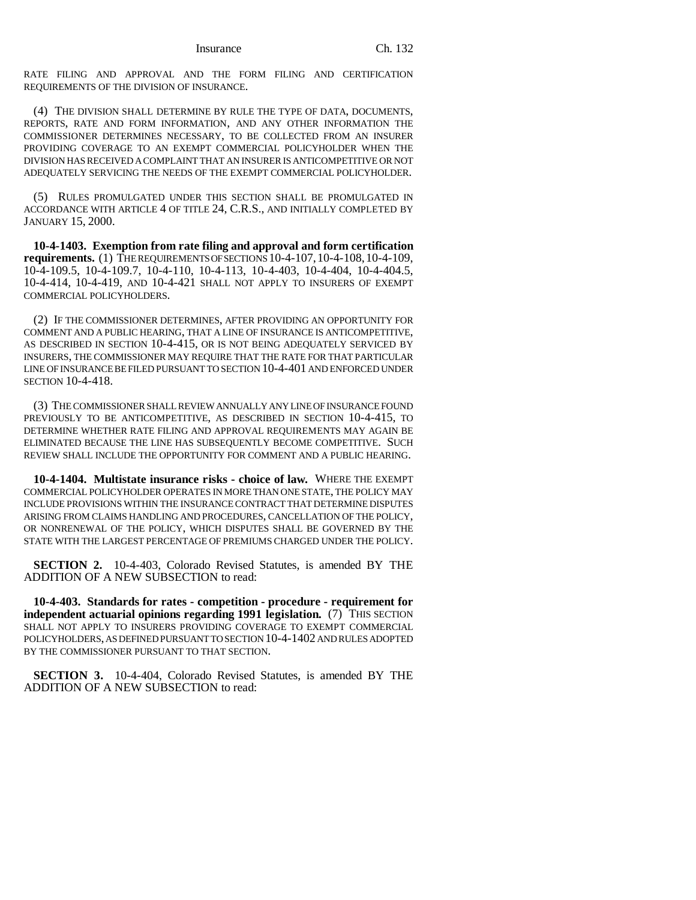RATE FILING AND APPROVAL AND THE FORM FILING AND CERTIFICATION REQUIREMENTS OF THE DIVISION OF INSURANCE.

(4) THE DIVISION SHALL DETERMINE BY RULE THE TYPE OF DATA, DOCUMENTS, REPORTS, RATE AND FORM INFORMATION, AND ANY OTHER INFORMATION THE COMMISSIONER DETERMINES NECESSARY, TO BE COLLECTED FROM AN INSURER PROVIDING COVERAGE TO AN EXEMPT COMMERCIAL POLICYHOLDER WHEN THE DIVISION HAS RECEIVED A COMPLAINT THAT AN INSURER IS ANTICOMPETITIVE OR NOT ADEQUATELY SERVICING THE NEEDS OF THE EXEMPT COMMERCIAL POLICYHOLDER.

(5) RULES PROMULGATED UNDER THIS SECTION SHALL BE PROMULGATED IN ACCORDANCE WITH ARTICLE 4 OF TITLE 24, C.R.S., AND INITIALLY COMPLETED BY JANUARY 15, 2000.

**10-4-1403. Exemption from rate filing and approval and form certification requirements.** (1) THE REQUIREMENTS OF SECTIONS 10-4-107, 10-4-108, 10-4-109, 10-4-109.5, 10-4-109.7, 10-4-110, 10-4-113, 10-4-403, 10-4-404, 10-4-404.5, 10-4-414, 10-4-419, AND 10-4-421 SHALL NOT APPLY TO INSURERS OF EXEMPT COMMERCIAL POLICYHOLDERS.

(2) IF THE COMMISSIONER DETERMINES, AFTER PROVIDING AN OPPORTUNITY FOR COMMENT AND A PUBLIC HEARING, THAT A LINE OF INSURANCE IS ANTICOMPETITIVE, AS DESCRIBED IN SECTION 10-4-415, OR IS NOT BEING ADEQUATELY SERVICED BY INSURERS, THE COMMISSIONER MAY REQUIRE THAT THE RATE FOR THAT PARTICULAR LINE OF INSURANCE BE FILED PURSUANT TO SECTION 10-4-401 AND ENFORCED UNDER SECTION 10-4-418.

(3) THE COMMISSIONER SHALL REVIEW ANNUALLY ANY LINE OF INSURANCE FOUND PREVIOUSLY TO BE ANTICOMPETITIVE, AS DESCRIBED IN SECTION 10-4-415, TO DETERMINE WHETHER RATE FILING AND APPROVAL REQUIREMENTS MAY AGAIN BE ELIMINATED BECAUSE THE LINE HAS SUBSEQUENTLY BECOME COMPETITIVE. SUCH REVIEW SHALL INCLUDE THE OPPORTUNITY FOR COMMENT AND A PUBLIC HEARING.

**10-4-1404. Multistate insurance risks - choice of law.** WHERE THE EXEMPT COMMERCIAL POLICYHOLDER OPERATES IN MORE THAN ONE STATE, THE POLICY MAY INCLUDE PROVISIONS WITHIN THE INSURANCE CONTRACT THAT DETERMINE DISPUTES ARISING FROM CLAIMS HANDLING AND PROCEDURES, CANCELLATION OF THE POLICY, OR NONRENEWAL OF THE POLICY, WHICH DISPUTES SHALL BE GOVERNED BY THE STATE WITH THE LARGEST PERCENTAGE OF PREMIUMS CHARGED UNDER THE POLICY.

**SECTION 2.** 10-4-403, Colorado Revised Statutes, is amended BY THE ADDITION OF A NEW SUBSECTION to read:

**10-4-403. Standards for rates - competition - procedure - requirement for independent actuarial opinions regarding 1991 legislation.** (7) THIS SECTION SHALL NOT APPLY TO INSURERS PROVIDING COVERAGE TO EXEMPT COMMERCIAL POLICYHOLDERS, AS DEFINED PURSUANT TO SECTION 10-4-1402 AND RULES ADOPTED BY THE COMMISSIONER PURSUANT TO THAT SECTION.

**SECTION 3.** 10-4-404, Colorado Revised Statutes, is amended BY THE ADDITION OF A NEW SUBSECTION to read: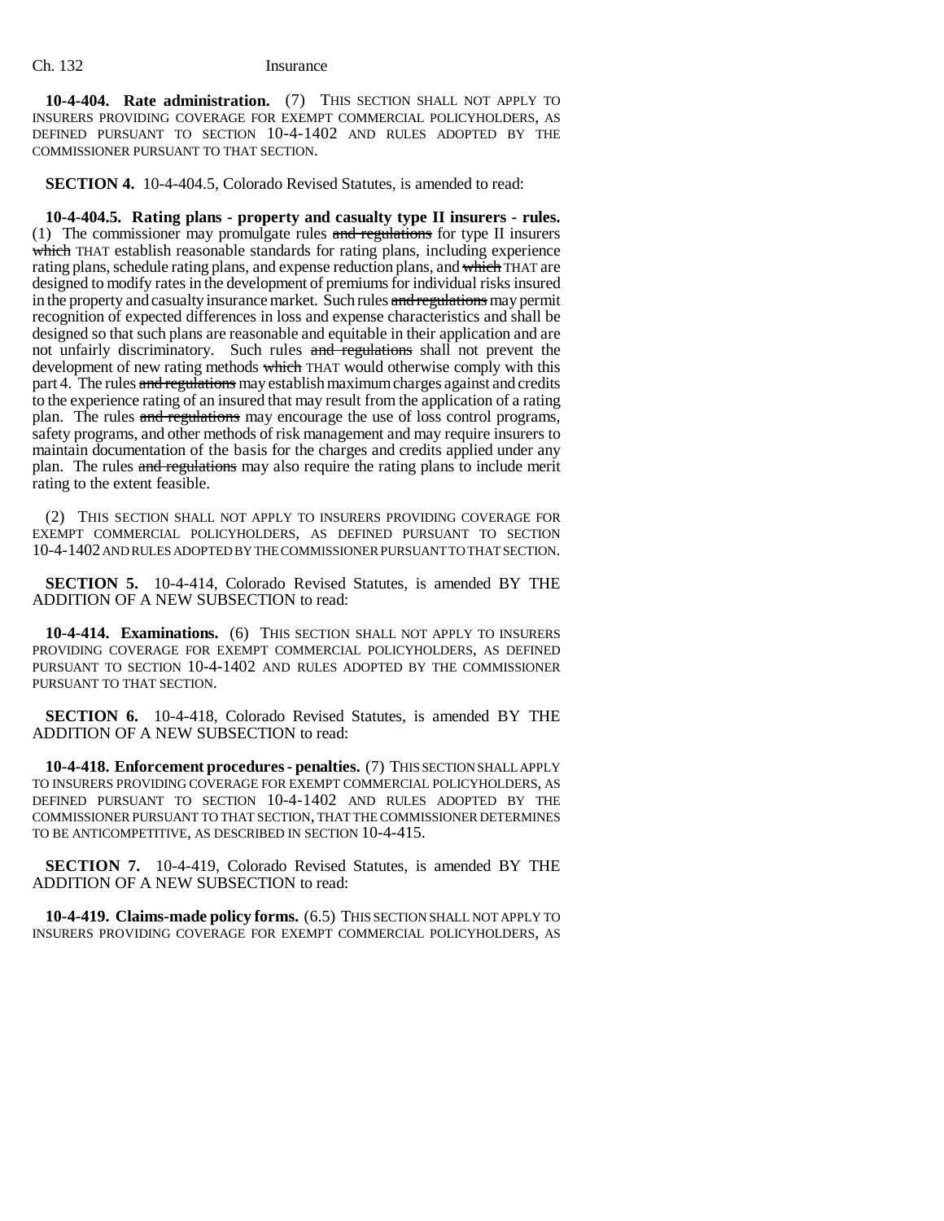**10-4-404. Rate administration.** (7) THIS SECTION SHALL NOT APPLY TO INSURERS PROVIDING COVERAGE FOR EXEMPT COMMERCIAL POLICYHOLDERS, AS DEFINED PURSUANT TO SECTION 10-4-1402 AND RULES ADOPTED BY THE COMMISSIONER PURSUANT TO THAT SECTION.

**SECTION 4.** 10-4-404.5, Colorado Revised Statutes, is amended to read:

**10-4-404.5. Rating plans - property and casualty type II insurers - rules.** (1) The commissioner may promulgate rules ~~and regulations~~ for type II insurers ~~which~~ THAT establish reasonable standards for rating plans, including experience rating plans, schedule rating plans, and expense reduction plans, and ~~which~~ THAT are designed to modify rates in the development of premiums for individual risks insured in the property and casualty insurance market. Such rules ~~and regulations~~ may permit recognition of expected differences in loss and expense characteristics and shall be designed so that such plans are reasonable and equitable in their application and are not unfairly discriminatory. Such rules ~~and regulations~~ shall not prevent the development of new rating methods ~~which~~ THAT would otherwise comply with this part 4. The rules ~~and regulations~~ may establish maximum charges against and credits to the experience rating of an insured that may result from the application of a rating plan. The rules ~~and regulations~~ may encourage the use of loss control programs, safety programs, and other methods of risk management and may require insurers to maintain documentation of the basis for the charges and credits applied under any plan. The rules ~~and regulations~~ may also require the rating plans to include merit rating to the extent feasible.

(2) THIS SECTION SHALL NOT APPLY TO INSURERS PROVIDING COVERAGE FOR EXEMPT COMMERCIAL POLICYHOLDERS, AS DEFINED PURSUANT TO SECTION 10-4-1402 AND RULES ADOPTED BY THE COMMISSIONER PURSUANT TO THAT SECTION.

**SECTION 5.** 10-4-414, Colorado Revised Statutes, is amended BY THE ADDITION OF A NEW SUBSECTION to read:

**10-4-414. Examinations.** (6) THIS SECTION SHALL NOT APPLY TO INSURERS PROVIDING COVERAGE FOR EXEMPT COMMERCIAL POLICYHOLDERS, AS DEFINED PURSUANT TO SECTION 10-4-1402 AND RULES ADOPTED BY THE COMMISSIONER PURSUANT TO THAT SECTION.

**SECTION 6.** 10-4-418, Colorado Revised Statutes, is amended BY THE ADDITION OF A NEW SUBSECTION to read:

**10-4-418. Enforcement procedures - penalties.** (7) THIS SECTION SHALL APPLY TO INSURERS PROVIDING COVERAGE FOR EXEMPT COMMERCIAL POLICYHOLDERS, AS DEFINED PURSUANT TO SECTION 10-4-1402 AND RULES ADOPTED BY THE COMMISSIONER PURSUANT TO THAT SECTION, THAT THE COMMISSIONER DETERMINES TO BE ANTICOMPETITIVE, AS DESCRIBED IN SECTION 10-4-415.

**SECTION 7.** 10-4-419, Colorado Revised Statutes, is amended BY THE ADDITION OF A NEW SUBSECTION to read:

**10-4-419. Claims-made policy forms.** (6.5) THIS SECTION SHALL NOT APPLY TO INSURERS PROVIDING COVERAGE FOR EXEMPT COMMERCIAL POLICYHOLDERS, AS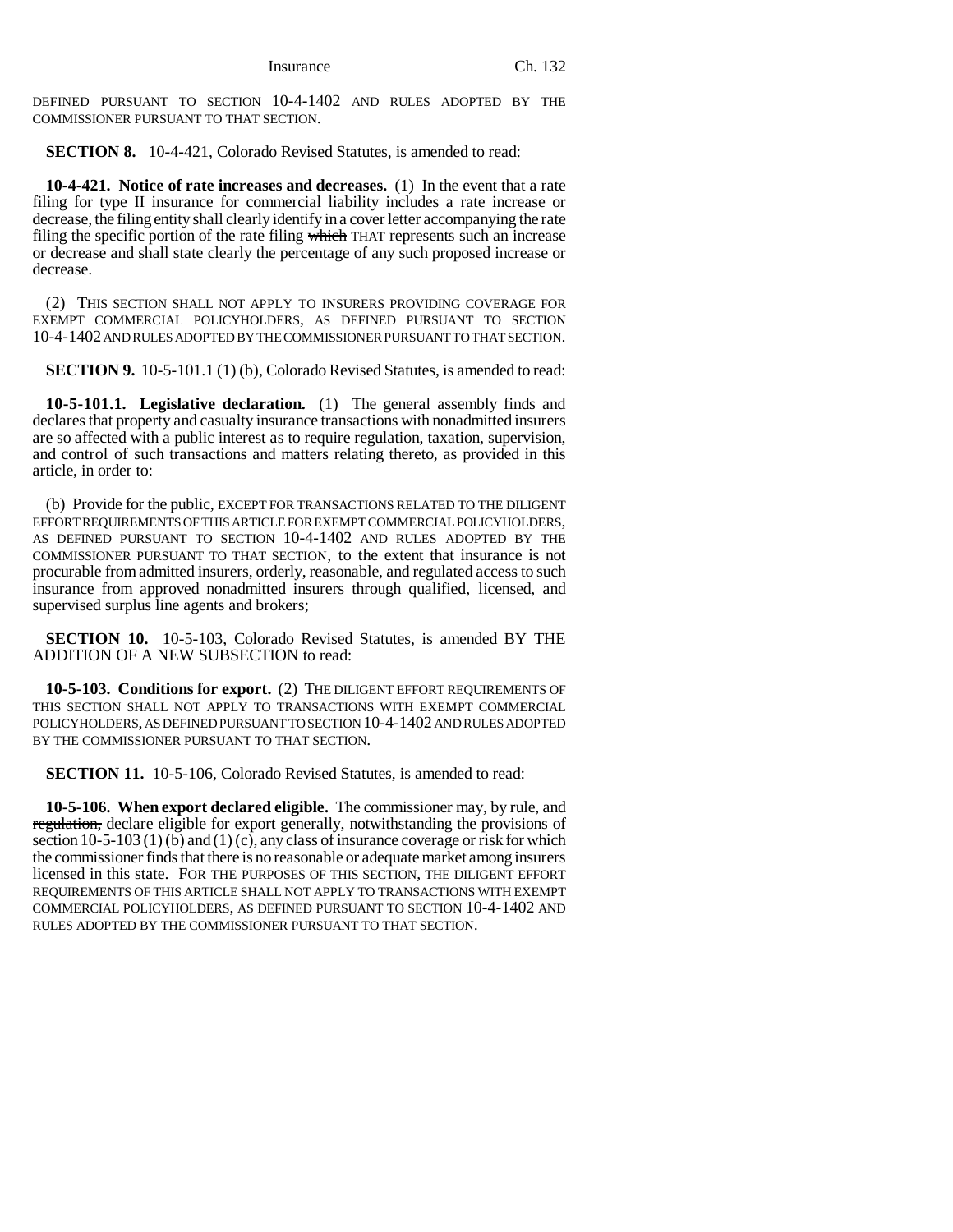DEFINED PURSUANT TO SECTION 10-4-1402 AND RULES ADOPTED BY THE COMMISSIONER PURSUANT TO THAT SECTION.

**SECTION 8.** 10-4-421, Colorado Revised Statutes, is amended to read:

**10-4-421. Notice of rate increases and decreases.** (1) In the event that a rate filing for type II insurance for commercial liability includes a rate increase or decrease, the filing entity shall clearly identify in a cover letter accompanying the rate filing the specific portion of the rate filing ~~which~~ THAT represents such an increase or decrease and shall state clearly the percentage of any such proposed increase or decrease.

(2) THIS SECTION SHALL NOT APPLY TO INSURERS PROVIDING COVERAGE FOR EXEMPT COMMERCIAL POLICYHOLDERS, AS DEFINED PURSUANT TO SECTION 10-4-1402 AND RULES ADOPTED BY THE COMMISSIONER PURSUANT TO THAT SECTION.

**SECTION 9.** 10-5-101.1 (1) (b), Colorado Revised Statutes, is amended to read:

**10-5-101.1. Legislative declaration.** (1) The general assembly finds and declares that property and casualty insurance transactions with nonadmitted insurers are so affected with a public interest as to require regulation, taxation, supervision, and control of such transactions and matters relating thereto, as provided in this article, in order to:

(b) Provide for the public, EXCEPT FOR TRANSACTIONS RELATED TO THE DILIGENT EFFORT REQUIREMENTS OF THIS ARTICLE FOR EXEMPT COMMERCIAL POLICYHOLDERS, AS DEFINED PURSUANT TO SECTION 10-4-1402 AND RULES ADOPTED BY THE COMMISSIONER PURSUANT TO THAT SECTION, to the extent that insurance is not procurable from admitted insurers, orderly, reasonable, and regulated access to such insurance from approved nonadmitted insurers through qualified, licensed, and supervised surplus line agents and brokers;

**SECTION 10.** 10-5-103, Colorado Revised Statutes, is amended BY THE ADDITION OF A NEW SUBSECTION to read:

**10-5-103. Conditions for export.** (2) THE DILIGENT EFFORT REQUIREMENTS OF THIS SECTION SHALL NOT APPLY TO TRANSACTIONS WITH EXEMPT COMMERCIAL POLICYHOLDERS, AS DEFINED PURSUANT TO SECTION 10-4-1402 AND RULES ADOPTED BY THE COMMISSIONER PURSUANT TO THAT SECTION.

**SECTION 11.** 10-5-106, Colorado Revised Statutes, is amended to read:

**10-5-106. When export declared eligible.** The commissioner may, by rule, ~~and regulation,~~ declare eligible for export generally, notwithstanding the provisions of section 10-5-103 (1) (b) and (1) (c), any class of insurance coverage or risk for which the commissioner finds that there is no reasonable or adequate market among insurers licensed in this state. FOR THE PURPOSES OF THIS SECTION, THE DILIGENT EFFORT REQUIREMENTS OF THIS ARTICLE SHALL NOT APPLY TO TRANSACTIONS WITH EXEMPT COMMERCIAL POLICYHOLDERS, AS DEFINED PURSUANT TO SECTION 10-4-1402 AND RULES ADOPTED BY THE COMMISSIONER PURSUANT TO THAT SECTION.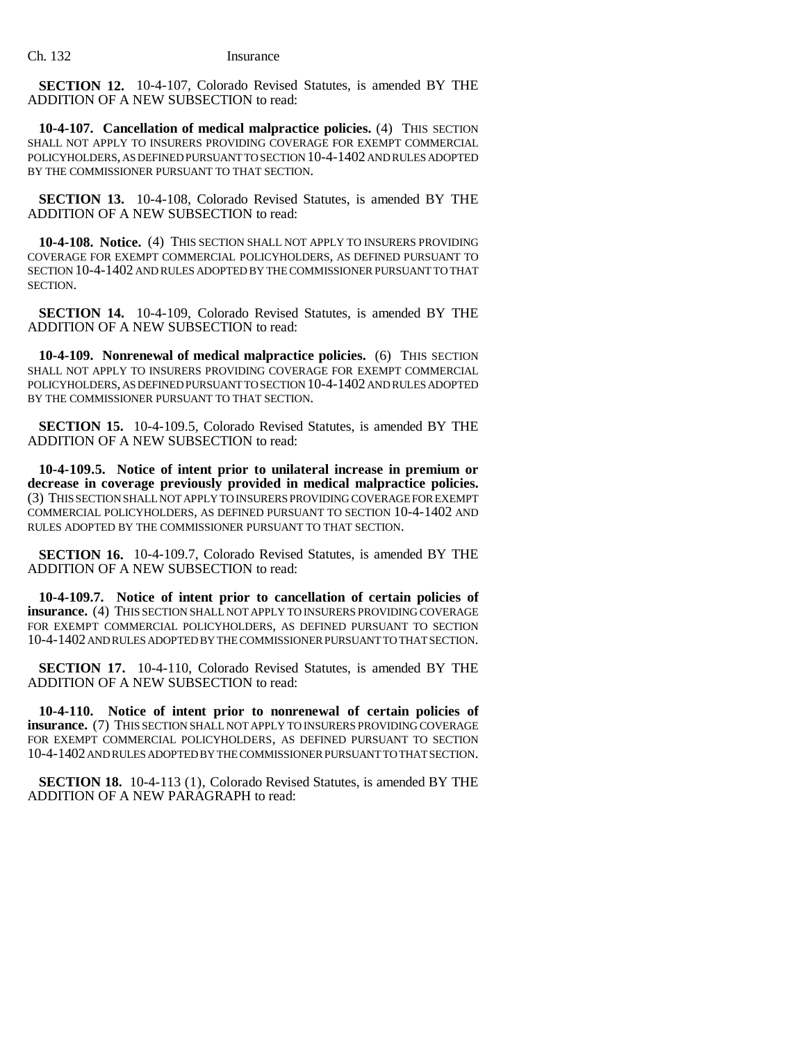**SECTION 12.** 10-4-107, Colorado Revised Statutes, is amended BY THE ADDITION OF A NEW SUBSECTION to read:

**10-4-107. Cancellation of medical malpractice policies.** (4) THIS SECTION SHALL NOT APPLY TO INSURERS PROVIDING COVERAGE FOR EXEMPT COMMERCIAL POLICYHOLDERS, AS DEFINED PURSUANT TO SECTION 10-4-1402 AND RULES ADOPTED BY THE COMMISSIONER PURSUANT TO THAT SECTION.

**SECTION 13.** 10-4-108, Colorado Revised Statutes, is amended BY THE ADDITION OF A NEW SUBSECTION to read:

**10-4-108. Notice.** (4) THIS SECTION SHALL NOT APPLY TO INSURERS PROVIDING COVERAGE FOR EXEMPT COMMERCIAL POLICYHOLDERS, AS DEFINED PURSUANT TO SECTION 10-4-1402 AND RULES ADOPTED BY THE COMMISSIONER PURSUANT TO THAT SECTION.

**SECTION 14.** 10-4-109, Colorado Revised Statutes, is amended BY THE ADDITION OF A NEW SUBSECTION to read:

**10-4-109. Nonrenewal of medical malpractice policies.** (6) THIS SECTION SHALL NOT APPLY TO INSURERS PROVIDING COVERAGE FOR EXEMPT COMMERCIAL POLICYHOLDERS, AS DEFINED PURSUANT TO SECTION 10-4-1402 AND RULES ADOPTED BY THE COMMISSIONER PURSUANT TO THAT SECTION.

**SECTION 15.** 10-4-109.5, Colorado Revised Statutes, is amended BY THE ADDITION OF A NEW SUBSECTION to read:

**10-4-109.5. Notice of intent prior to unilateral increase in premium or decrease in coverage previously provided in medical malpractice policies.** (3) THIS SECTION SHALL NOT APPLY TO INSURERS PROVIDING COVERAGE FOR EXEMPT COMMERCIAL POLICYHOLDERS, AS DEFINED PURSUANT TO SECTION 10-4-1402 AND RULES ADOPTED BY THE COMMISSIONER PURSUANT TO THAT SECTION.

**SECTION 16.** 10-4-109.7, Colorado Revised Statutes, is amended BY THE ADDITION OF A NEW SUBSECTION to read:

**10-4-109.7. Notice of intent prior to cancellation of certain policies of insurance.** (4) THIS SECTION SHALL NOT APPLY TO INSURERS PROVIDING COVERAGE FOR EXEMPT COMMERCIAL POLICYHOLDERS, AS DEFINED PURSUANT TO SECTION 10-4-1402 AND RULES ADOPTED BY THE COMMISSIONER PURSUANT TO THAT SECTION.

**SECTION 17.** 10-4-110, Colorado Revised Statutes, is amended BY THE ADDITION OF A NEW SUBSECTION to read:

**10-4-110. Notice of intent prior to nonrenewal of certain policies of insurance.** (7) THIS SECTION SHALL NOT APPLY TO INSURERS PROVIDING COVERAGE FOR EXEMPT COMMERCIAL POLICYHOLDERS, AS DEFINED PURSUANT TO SECTION 10-4-1402 AND RULES ADOPTED BY THE COMMISSIONER PURSUANT TO THAT SECTION.

**SECTION 18.** 10-4-113 (1), Colorado Revised Statutes, is amended BY THE ADDITION OF A NEW PARAGRAPH to read: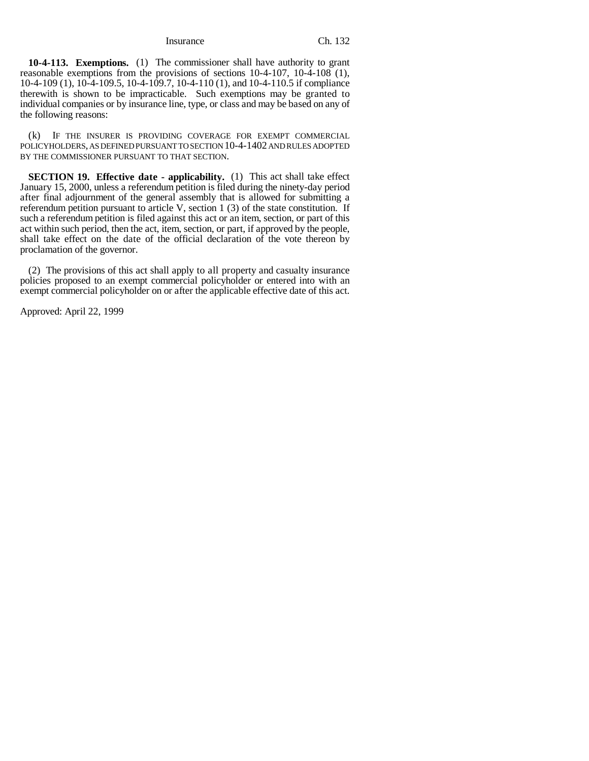**10-4-113. Exemptions.** (1) The commissioner shall have authority to grant reasonable exemptions from the provisions of sections 10-4-107, 10-4-108 (1), 10-4-109 (1), 10-4-109.5, 10-4-109.7, 10-4-110 (1), and 10-4-110.5 if compliance therewith is shown to be impracticable. Such exemptions may be granted to individual companies or by insurance line, type, or class and may be based on any of the following reasons:

(k) IF THE INSURER IS PROVIDING COVERAGE FOR EXEMPT COMMERCIAL POLICYHOLDERS, AS DEFINED PURSUANT TO SECTION 10-4-1402 AND RULES ADOPTED BY THE COMMISSIONER PURSUANT TO THAT SECTION.

**SECTION 19. Effective date - applicability.** (1) This act shall take effect January 15, 2000, unless a referendum petition is filed during the ninety-day period after final adjournment of the general assembly that is allowed for submitting a referendum petition pursuant to article V, section 1 (3) of the state constitution. If such a referendum petition is filed against this act or an item, section, or part of this act within such period, then the act, item, section, or part, if approved by the people, shall take effect on the date of the official declaration of the vote thereon by proclamation of the governor.

(2) The provisions of this act shall apply to all property and casualty insurance policies proposed to an exempt commercial policyholder or entered into with an exempt commercial policyholder on or after the applicable effective date of this act.

Approved: April 22, 1999